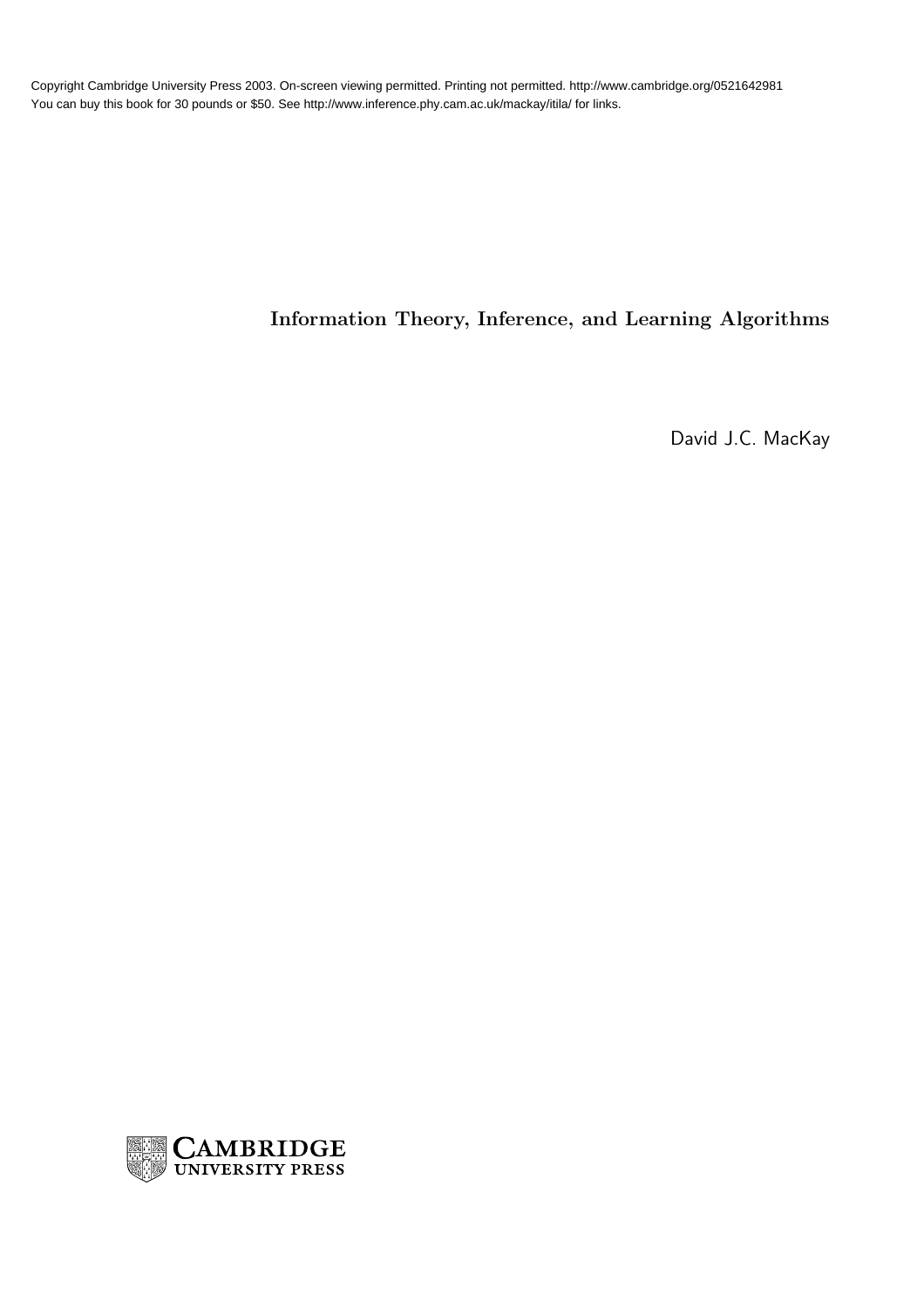Copyright Cambridge University Press 2003. On-screen viewing permitted. Printing not permitted. http://www.cambridge.org/0521642981
You can buy this book for 30 pounds or $50. See http://www.inference.phy.cam.ac.uk/mackay/itila/ for links.

# Information Theory, Inference, and Learning Algorithms

David J.C. MacKay

CAMBRIDGE UNIVERSITY PRESS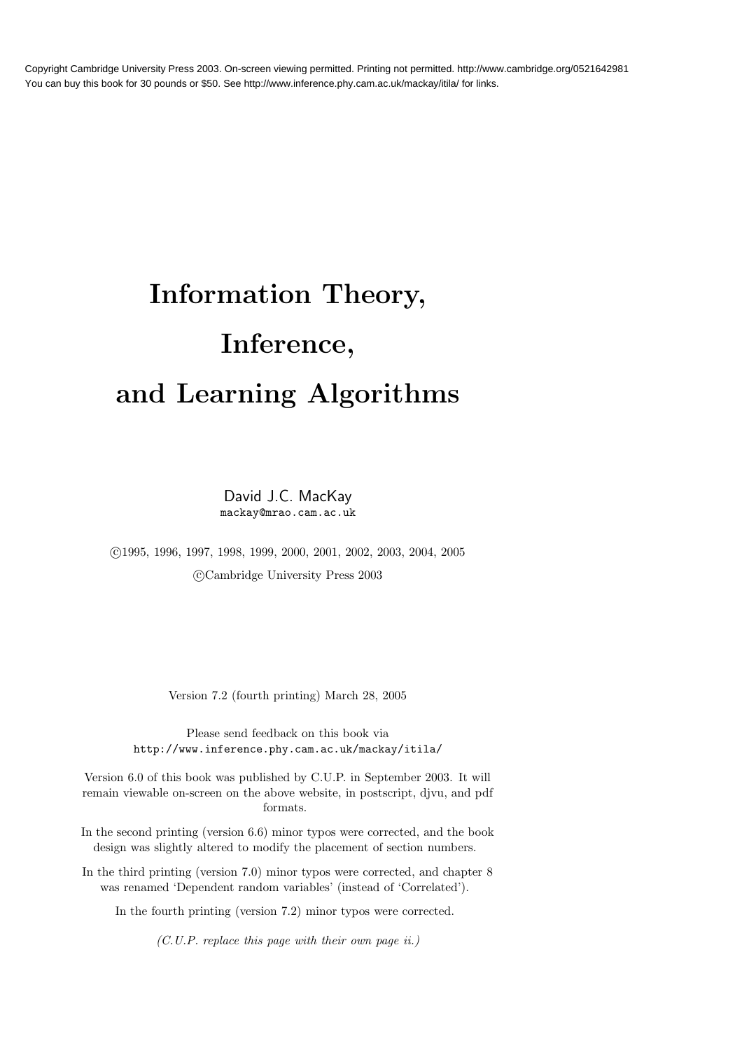# Information Theory, Inference, and Learning Algorithms

David J.C. MacKay
mackay@mrao.cam.ac.uk

©1995, 1996, 1997, 1998, 1999, 2000, 2001, 2002, 2003, 2004, 2005

©Cambridge University Press 2003

Version 7.2 (fourth printing) March 28, 2005

Please send feedback on this book via
http://www.inference.phy.cam.ac.uk/mackay/itila/

Version 6.0 of this book was published by C.U.P. in September 2003. It will remain viewable on-screen on the above website, in postscript, djvu, and pdf formats.

In the second printing (version 6.6) minor typos were corrected, and the book design was slightly altered to modify the placement of section numbers.

In the third printing (version 7.0) minor typos were corrected, and chapter 8 was renamed 'Dependent random variables' (instead of 'Correlated').

In the fourth printing (version 7.2) minor typos were corrected.

*(C.U.P. replace this page with their own page ii.)*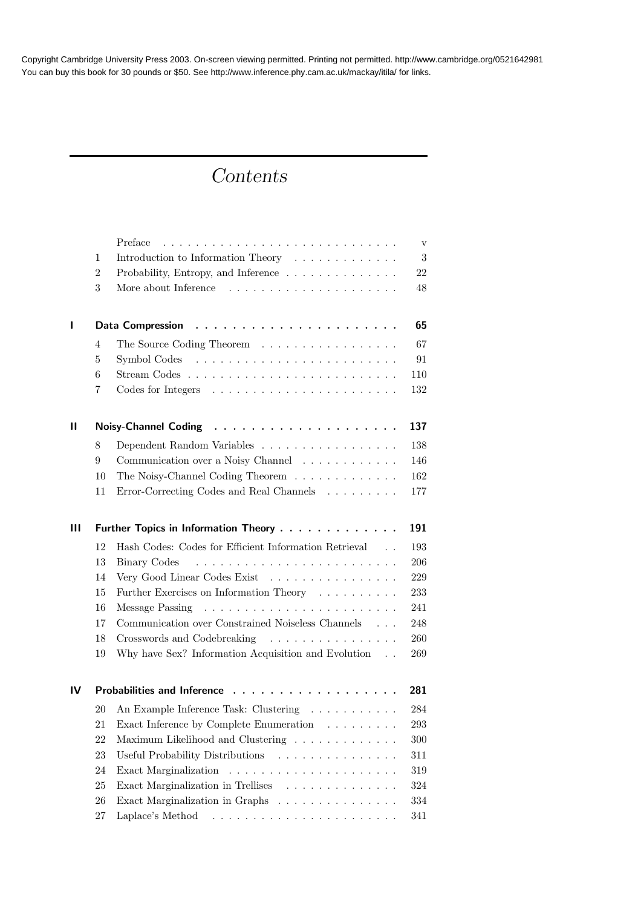# Contents

| | | | |
|---|---|---|---|
| | | Preface | v |
| | 1 | Introduction to Information Theory | 3 |
| | 2 | Probability, Entropy, and Inference | 22 |
| | 3 | More about Inference | 48 |
| **I** | | **Data Compression** | **65** |
| | 4 | The Source Coding Theorem | 67 |
| | 5 | Symbol Codes | 91 |
| | 6 | Stream Codes | 110 |
| | 7 | Codes for Integers | 132 |
| **II** | | **Noisy-Channel Coding** | **137** |
| | 8 | Dependent Random Variables | 138 |
| | 9 | Communication over a Noisy Channel | 146 |
| | 10 | The Noisy-Channel Coding Theorem | 162 |
| | 11 | Error-Correcting Codes and Real Channels | 177 |
| **III** | | **Further Topics in Information Theory** | **191** |
| | 12 | Hash Codes: Codes for Efficient Information Retrieval | 193 |
| | 13 | Binary Codes | 206 |
| | 14 | Very Good Linear Codes Exist | 229 |
| | 15 | Further Exercises on Information Theory | 233 |
| | 16 | Message Passing | 241 |
| | 17 | Communication over Constrained Noiseless Channels | 248 |
| | 18 | Crosswords and Codebreaking | 260 |
| | 19 | Why have Sex? Information Acquisition and Evolution | 269 |
| **IV** | | **Probabilities and Inference** | **281** |
| | 20 | An Example Inference Task: Clustering | 284 |
| | 21 | Exact Inference by Complete Enumeration | 293 |
| | 22 | Maximum Likelihood and Clustering | 300 |
| | 23 | Useful Probability Distributions | 311 |
| | 24 | Exact Marginalization | 319 |
| | 25 | Exact Marginalization in Trellises | 324 |
| | 26 | Exact Marginalization in Graphs | 334 |
| | 27 | Laplace's Method | 341 |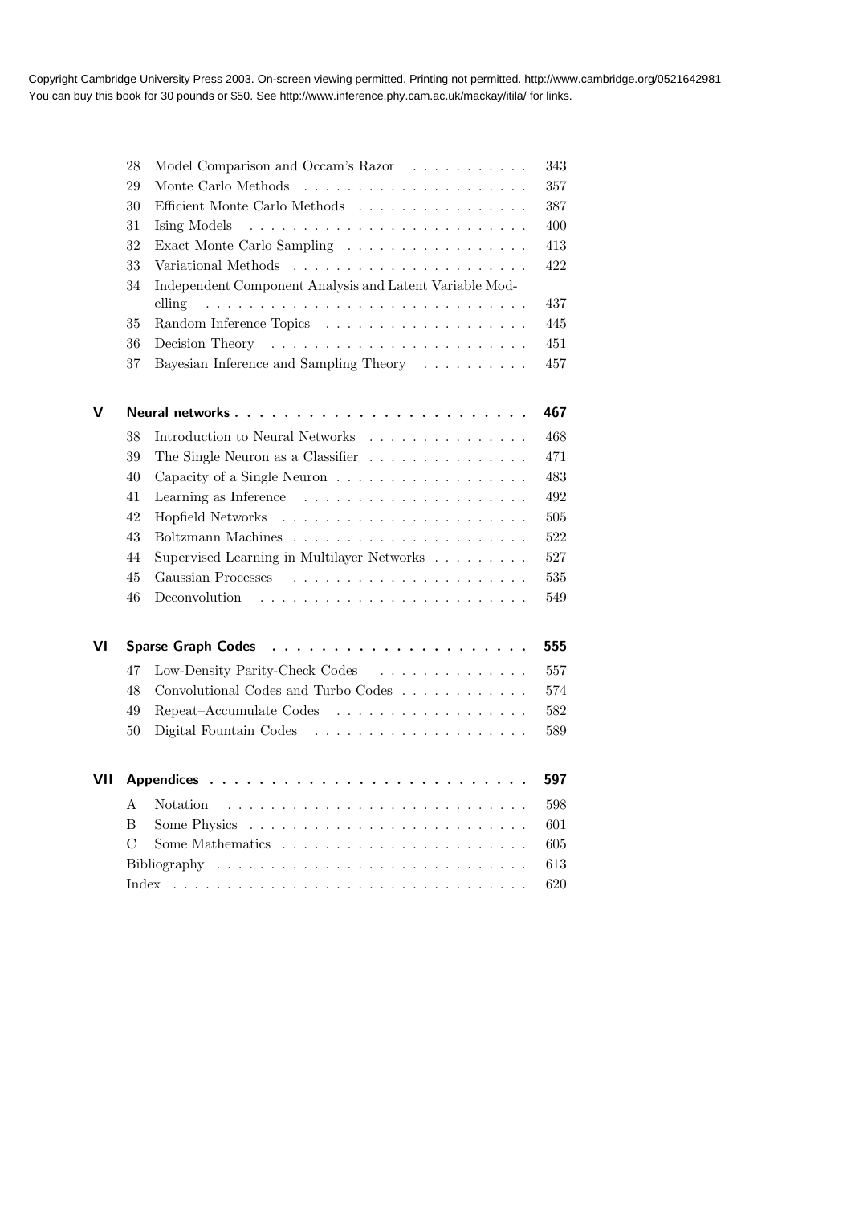| | | |
|---|---|---|
| 28 | Model Comparison and Occam's Razor | 343 |
| 29 | Monte Carlo Methods | 357 |
| 30 | Efficient Monte Carlo Methods | 387 |
| 31 | Ising Models | 400 |
| 32 | Exact Monte Carlo Sampling | 413 |
| 33 | Variational Methods | 422 |
| 34 | Independent Component Analysis and Latent Variable Modelling | 437 |
| 35 | Random Inference Topics | 445 |
| 36 | Decision Theory | 451 |
| 37 | Bayesian Inference and Sampling Theory | 457 |

## V Neural networks . . . . 467

| | | |
|---|---|---|
| 38 | Introduction to Neural Networks | 468 |
| 39 | The Single Neuron as a Classifier | 471 |
| 40 | Capacity of a Single Neuron | 483 |
| 41 | Learning as Inference | 492 |
| 42 | Hopfield Networks | 505 |
| 43 | Boltzmann Machines | 522 |
| 44 | Supervised Learning in Multilayer Networks | 527 |
| 45 | Gaussian Processes | 535 |
| 46 | Deconvolution | 549 |

## VI Sparse Graph Codes . . . . 555

| | | |
|---|---|---|
| 47 | Low-Density Parity-Check Codes | 557 |
| 48 | Convolutional Codes and Turbo Codes | 574 |
| 49 | Repeat–Accumulate Codes | 582 |
| 50 | Digital Fountain Codes | 589 |

## VII Appendices . . . . 597

| | | |
|---|---|---|
| A | Notation | 598 |
| B | Some Physics | 601 |
| C | Some Mathematics | 605 |
| | Bibliography | 613 |
| | Index | 620 |